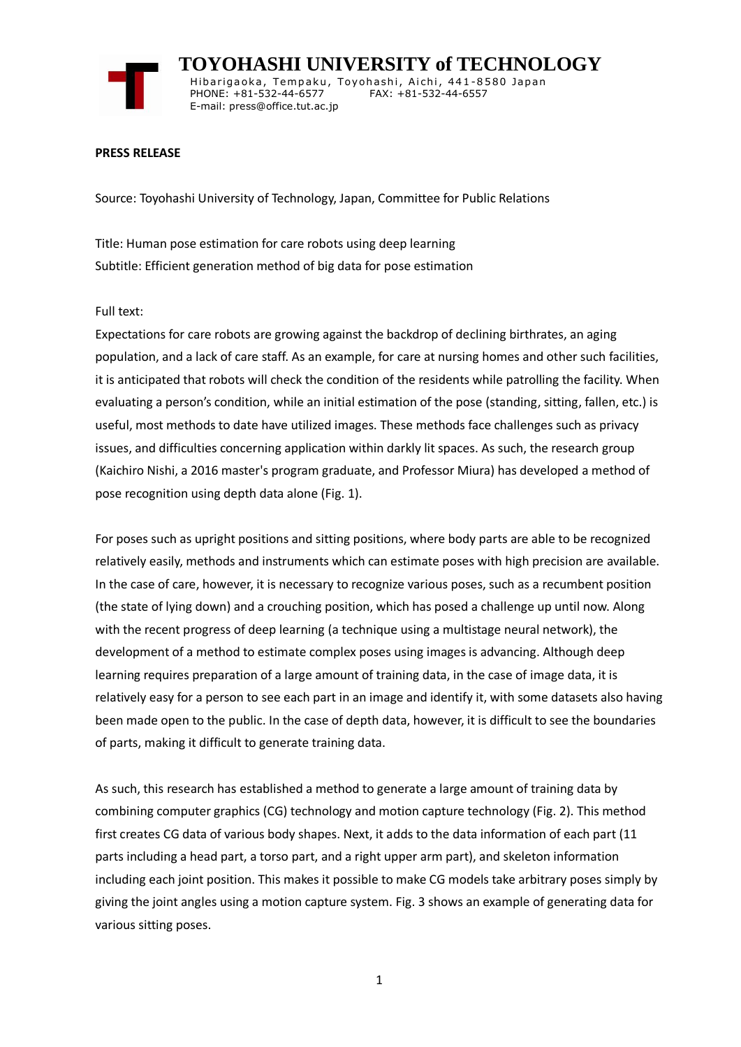# TOYOHASHI UNIVERSITY of TECHNOLOGY

Hibarigaoka, Tempaku, Toyohashi, Aichi, 441-8580 Japan
PHONE: +81-532-44-6577 FAX: +81-532-44-6557
E-mail: press@office.tut.ac.jp

**PRESS RELEASE**

Source: Toyohashi University of Technology, Japan, Committee for Public Relations

Title: Human pose estimation for care robots using deep learning
Subtitle: Efficient generation method of big data for pose estimation

Full text:
Expectations for care robots are growing against the backdrop of declining birthrates, an aging population, and a lack of care staff. As an example, for care at nursing homes and other such facilities, it is anticipated that robots will check the condition of the residents while patrolling the facility. When evaluating a person's condition, while an initial estimation of the pose (standing, sitting, fallen, etc.) is useful, most methods to date have utilized images. These methods face challenges such as privacy issues, and difficulties concerning application within darkly lit spaces. As such, the research group (Kaichiro Nishi, a 2016 master's program graduate, and Professor Miura) has developed a method of pose recognition using depth data alone (Fig. 1).

For poses such as upright positions and sitting positions, where body parts are able to be recognized relatively easily, methods and instruments which can estimate poses with high precision are available. In the case of care, however, it is necessary to recognize various poses, such as a recumbent position (the state of lying down) and a crouching position, which has posed a challenge up until now. Along with the recent progress of deep learning (a technique using a multistage neural network), the development of a method to estimate complex poses using images is advancing. Although deep learning requires preparation of a large amount of training data, in the case of image data, it is relatively easy for a person to see each part in an image and identify it, with some datasets also having been made open to the public. In the case of depth data, however, it is difficult to see the boundaries of parts, making it difficult to generate training data.

As such, this research has established a method to generate a large amount of training data by combining computer graphics (CG) technology and motion capture technology (Fig. 2). This method first creates CG data of various body shapes. Next, it adds to the data information of each part (11 parts including a head part, a torso part, and a right upper arm part), and skeleton information including each joint position. This makes it possible to make CG models take arbitrary poses simply by giving the joint angles using a motion capture system. Fig. 3 shows an example of generating data for various sitting poses.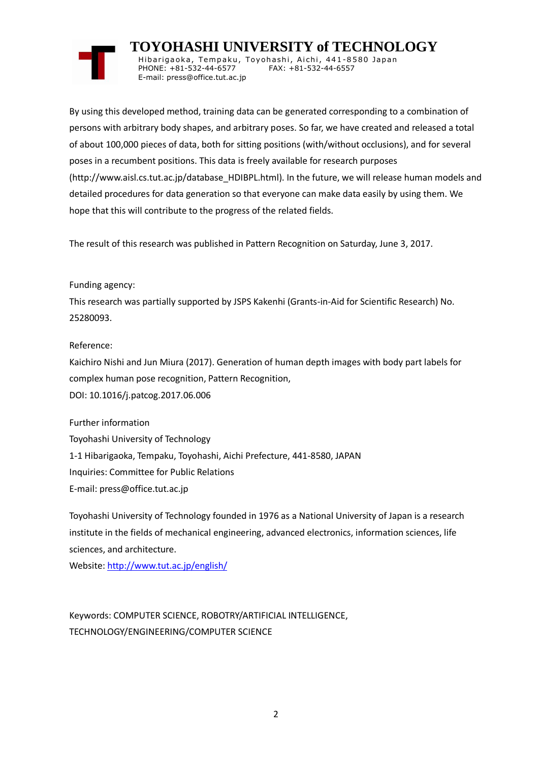By using this developed method, training data can be generated corresponding to a combination of persons with arbitrary body shapes, and arbitrary poses. So far, we have created and released a total of about 100,000 pieces of data, both for sitting positions (with/without occlusions), and for several poses in a recumbent positions. This data is freely available for research purposes (http://www.aisl.cs.tut.ac.jp/database_HDIBPL.html). In the future, we will release human models and detailed procedures for data generation so that everyone can make data easily by using them. We hope that this will contribute to the progress of the related fields.

The result of this research was published in Pattern Recognition on Saturday, June 3, 2017.

Funding agency:
This research was partially supported by JSPS Kakenhi (Grants-in-Aid for Scientific Research) No. 25280093.

Reference:
Kaichiro Nishi and Jun Miura (2017). Generation of human depth images with body part labels for complex human pose recognition, Pattern Recognition,
DOI: 10.1016/j.patcog.2017.06.006

Further information
Toyohashi University of Technology
1-1 Hibarigaoka, Tempaku, Toyohashi, Aichi Prefecture, 441-8580, JAPAN
Inquiries: Committee for Public Relations
E-mail: press@office.tut.ac.jp

Toyohashi University of Technology founded in 1976 as a National University of Japan is a research institute in the fields of mechanical engineering, advanced electronics, information sciences, life sciences, and architecture.
Website: http://www.tut.ac.jp/english/

Keywords: COMPUTER SCIENCE, ROBOTRY/ARTIFICIAL INTELLIGENCE, TECHNOLOGY/ENGINEERING/COMPUTER SCIENCE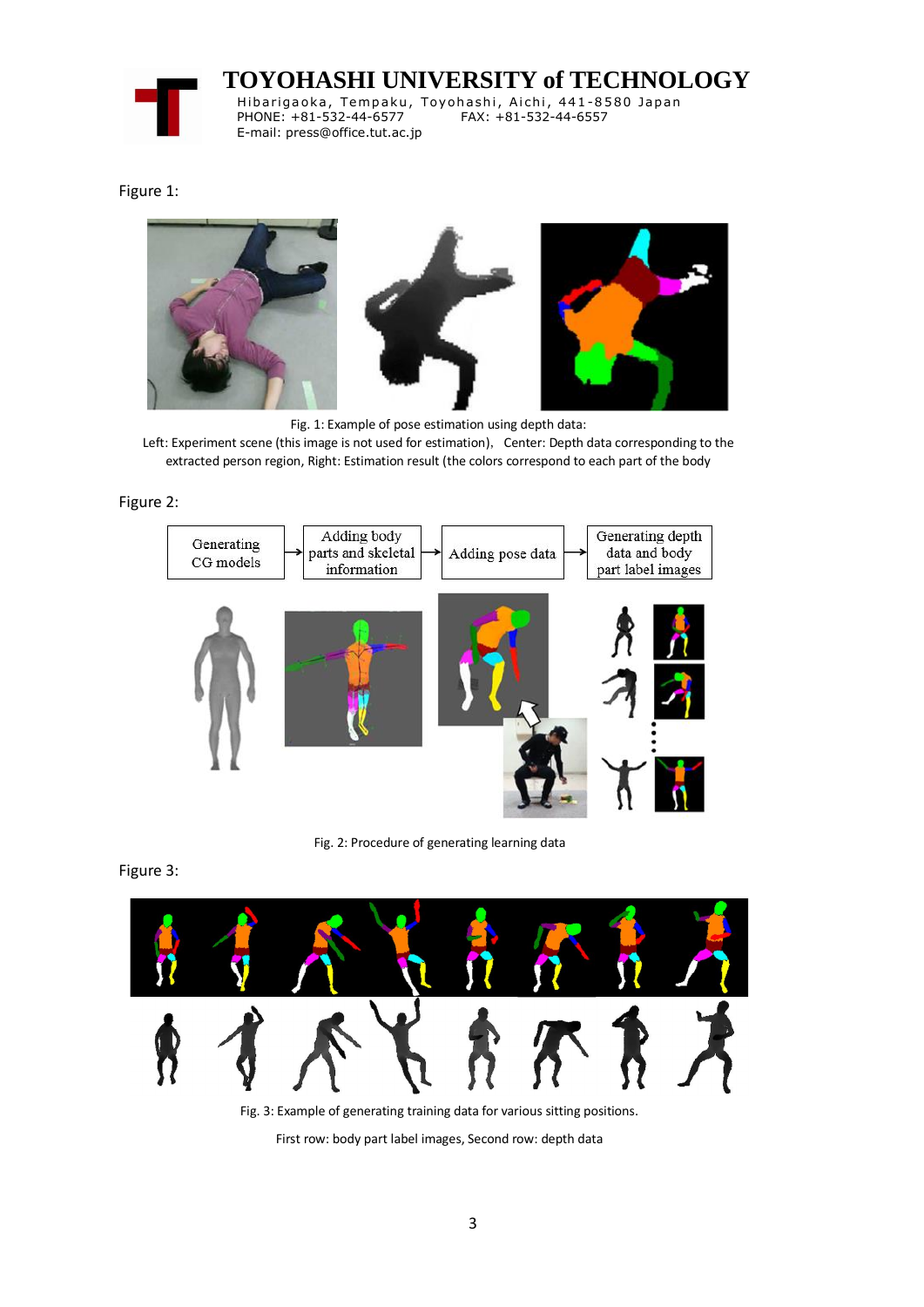Figure 1:

Fig. 1: Example of pose estimation using depth data:
Left: Experiment scene (this image is not used for estimation), Center: Depth data corresponding to the extracted person region, Right: Estimation result (the colors correspond to each part of the body

Figure 2:

Generating CG models → Adding body parts and skeletal information → Adding pose data → Generating depth data and body part label images

Fig. 2: Procedure of generating learning data

Figure 3:

Fig. 3: Example of generating training data for various sitting positions.

First row: body part label images, Second row: depth data